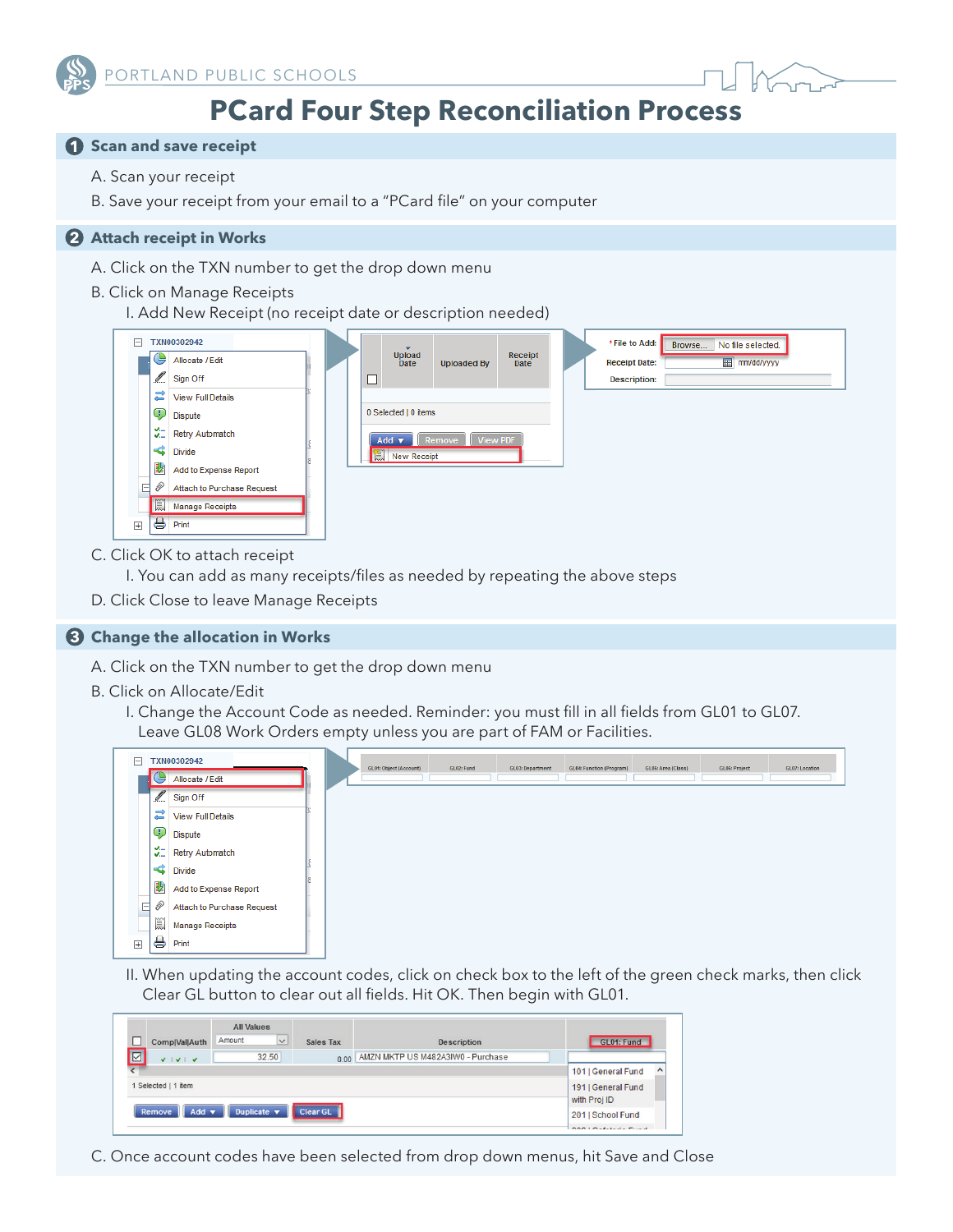PORTLAND PUBLIC SCHOOLS

# PCard Four Step Reconciliation Process

## 1 Scan and save receipt

A. Scan your receipt

B. Save your receipt from your email to a "PCard file" on your computer

## 2 Attach receipt in Works

A. Click on the TXN number to get the drop down menu

B. Click on Manage Receipts

I. Add New Receipt (no receipt date or description needed)

C. Click OK to attach receipt

I. You can add as many receipts/files as needed by repeating the above steps

D. Click Close to leave Manage Receipts

## 3 Change the allocation in Works

A. Click on the TXN number to get the drop down menu

B. Click on Allocate/Edit

I. Change the Account Code as needed. Reminder: you must fill in all fields from GL01 to GL07. Leave GL08 Work Orders empty unless you are part of FAM or Facilities.

II. When updating the account codes, click on check box to the left of the green check marks, then click Clear GL button to clear out all fields. Hit OK. Then begin with GL01.

C. Once account codes have been selected from drop down menus, hit Save and Close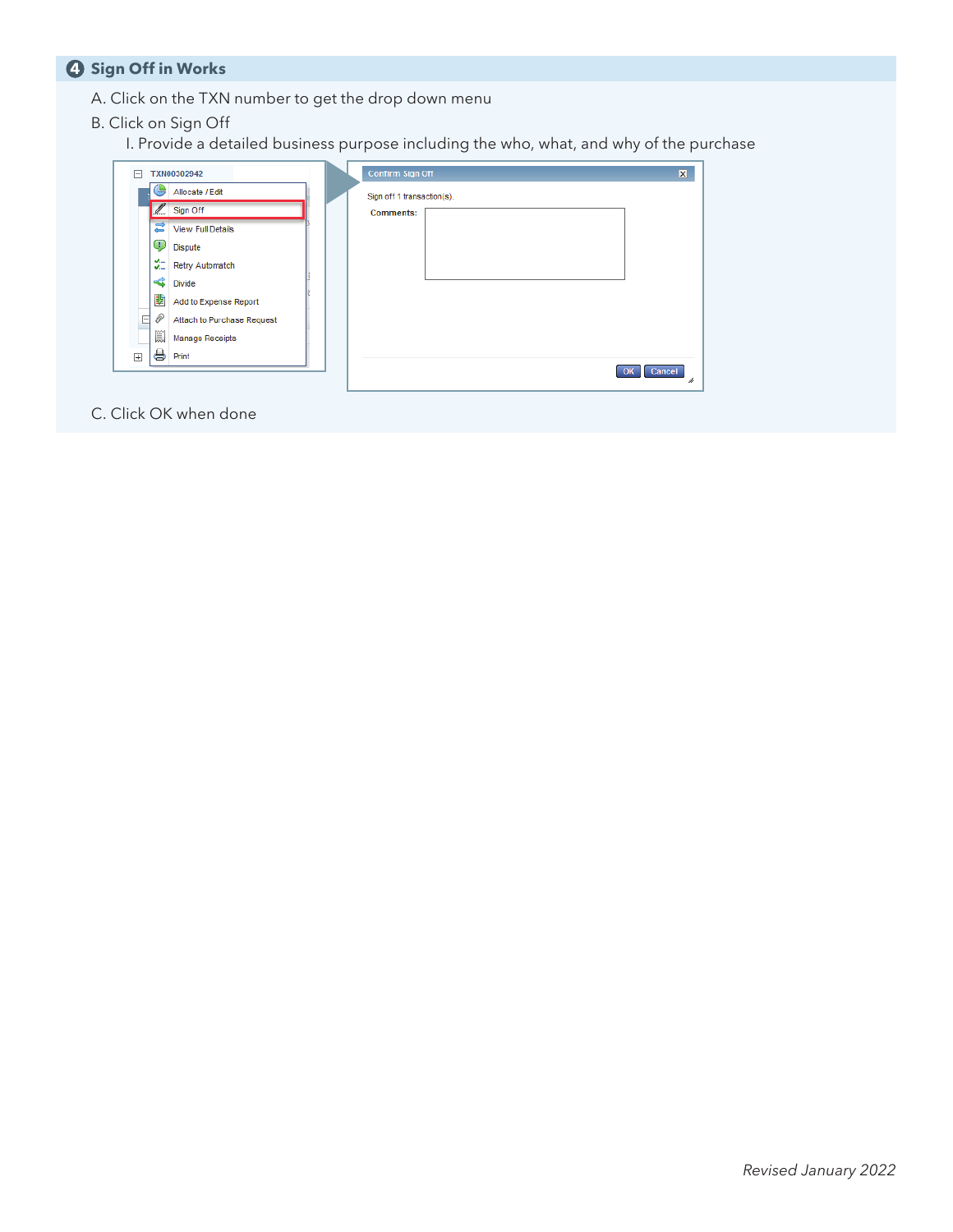## 4 Sign Off in Works

A. Click on the TXN number to get the drop down menu

B. Click on Sign Off

   I. Provide a detailed business purpose including the who, what, and why of the purchase

C. Click OK when done